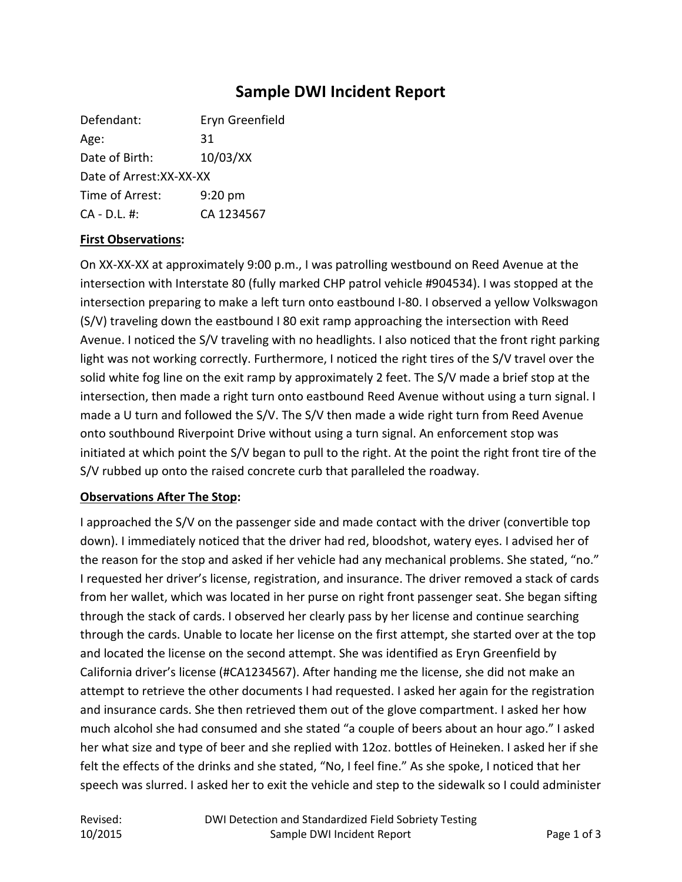# Sample DWI Incident Report

Defendant: Eryn Greenfield
Age: 31
Date of Birth: 10/03/XX
Date of Arrest: XX-XX-XX
Time of Arrest: 9:20 pm
CA - D.L. #: CA 1234567

**First Observations:**

On XX-XX-XX at approximately 9:00 p.m., I was patrolling westbound on Reed Avenue at the intersection with Interstate 80 (fully marked CHP patrol vehicle #904534). I was stopped at the intersection preparing to make a left turn onto eastbound I-80. I observed a yellow Volkswagon (S/V) traveling down the eastbound I 80 exit ramp approaching the intersection with Reed Avenue. I noticed the S/V traveling with no headlights. I also noticed that the front right parking light was not working correctly. Furthermore, I noticed the right tires of the S/V travel over the solid white fog line on the exit ramp by approximately 2 feet. The S/V made a brief stop at the intersection, then made a right turn onto eastbound Reed Avenue without using a turn signal. I made a U turn and followed the S/V. The S/V then made a wide right turn from Reed Avenue onto southbound Riverpoint Drive without using a turn signal. An enforcement stop was initiated at which point the S/V began to pull to the right. At the point the right front tire of the S/V rubbed up onto the raised concrete curb that paralleled the roadway.

**Observations After The Stop:**

I approached the S/V on the passenger side and made contact with the driver (convertible top down). I immediately noticed that the driver had red, bloodshot, watery eyes. I advised her of the reason for the stop and asked if her vehicle had any mechanical problems. She stated, "no." I requested her driver's license, registration, and insurance. The driver removed a stack of cards from her wallet, which was located in her purse on right front passenger seat. She began sifting through the stack of cards. I observed her clearly pass by her license and continue searching through the cards. Unable to locate her license on the first attempt, she started over at the top and located the license on the second attempt. She was identified as Eryn Greenfield by California driver's license (#CA1234567). After handing me the license, she did not make an attempt to retrieve the other documents I had requested. I asked her again for the registration and insurance cards. She then retrieved them out of the glove compartment. I asked her how much alcohol she had consumed and she stated "a couple of beers about an hour ago." I asked her what size and type of beer and she replied with 12oz. bottles of Heineken. I asked her if she felt the effects of the drinks and she stated, "No, I feel fine." As she spoke, I noticed that her speech was slurred. I asked her to exit the vehicle and step to the sidewalk so I could administer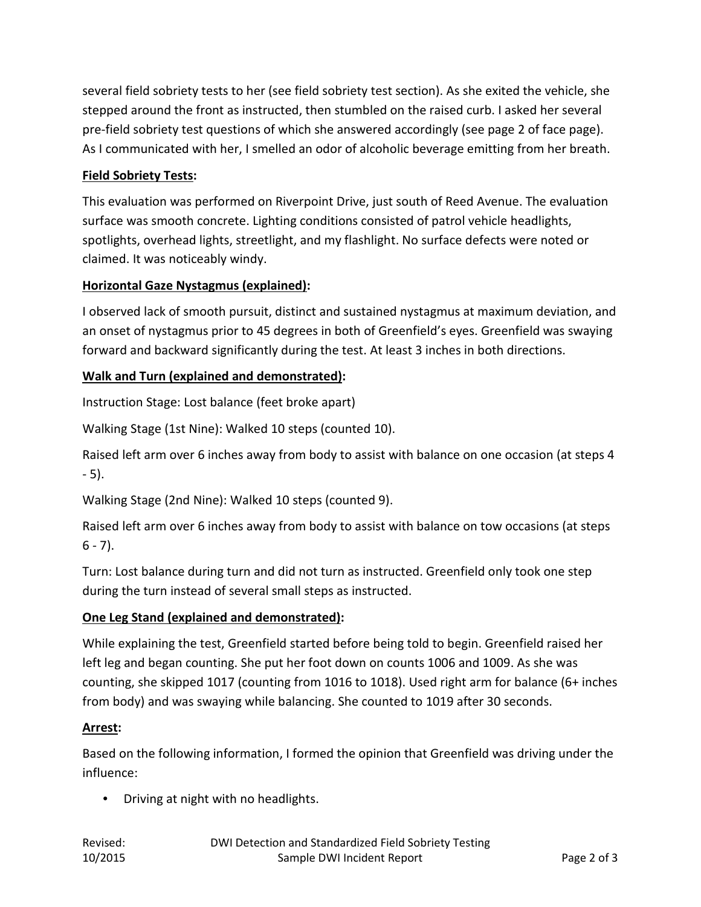several field sobriety tests to her (see field sobriety test section). As she exited the vehicle, she stepped around the front as instructed, then stumbled on the raised curb. I asked her several pre-field sobriety test questions of which she answered accordingly (see page 2 of face page). As I communicated with her, I smelled an odor of alcoholic beverage emitting from her breath.

**Field Sobriety Tests:**

This evaluation was performed on Riverpoint Drive, just south of Reed Avenue. The evaluation surface was smooth concrete. Lighting conditions consisted of patrol vehicle headlights, spotlights, overhead lights, streetlight, and my flashlight. No surface defects were noted or claimed. It was noticeably windy.

**Horizontal Gaze Nystagmus (explained):**

I observed lack of smooth pursuit, distinct and sustained nystagmus at maximum deviation, and an onset of nystagmus prior to 45 degrees in both of Greenfield's eyes. Greenfield was swaying forward and backward significantly during the test. At least 3 inches in both directions.

**Walk and Turn (explained and demonstrated):**

Instruction Stage: Lost balance (feet broke apart)

Walking Stage (1st Nine): Walked 10 steps (counted 10).

Raised left arm over 6 inches away from body to assist with balance on one occasion (at steps 4 - 5).

Walking Stage (2nd Nine): Walked 10 steps (counted 9).

Raised left arm over 6 inches away from body to assist with balance on tow occasions (at steps 6 - 7).

Turn: Lost balance during turn and did not turn as instructed. Greenfield only took one step during the turn instead of several small steps as instructed.

**One Leg Stand (explained and demonstrated):**

While explaining the test, Greenfield started before being told to begin. Greenfield raised her left leg and began counting. She put her foot down on counts 1006 and 1009. As she was counting, she skipped 1017 (counting from 1016 to 1018). Used right arm for balance (6+ inches from body) and was swaying while balancing. She counted to 1019 after 30 seconds.

**Arrest:**

Based on the following information, I formed the opinion that Greenfield was driving under the influence:

- Driving at night with no headlights.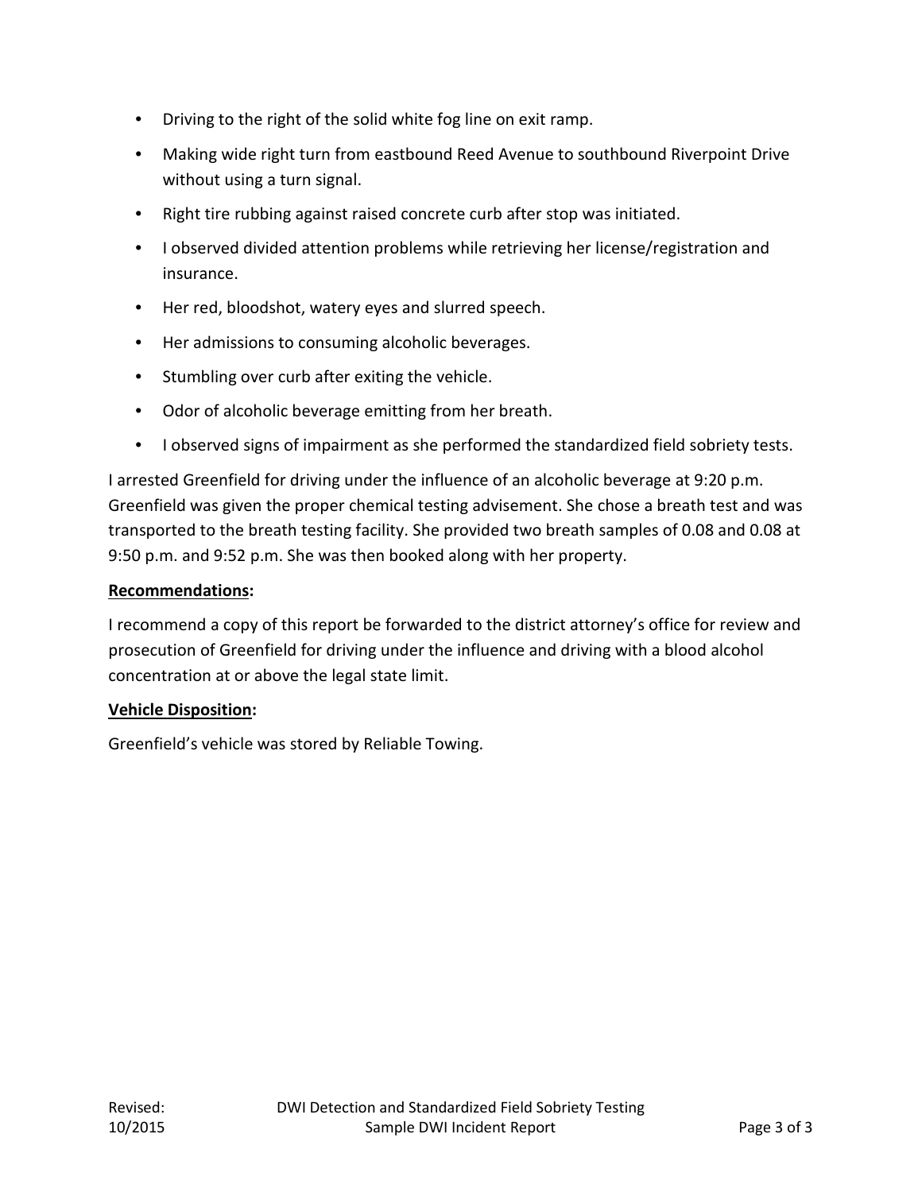- Driving to the right of the solid white fog line on exit ramp.
- Making wide right turn from eastbound Reed Avenue to southbound Riverpoint Drive without using a turn signal.
- Right tire rubbing against raised concrete curb after stop was initiated.
- I observed divided attention problems while retrieving her license/registration and insurance.
- Her red, bloodshot, watery eyes and slurred speech.
- Her admissions to consuming alcoholic beverages.
- Stumbling over curb after exiting the vehicle.
- Odor of alcoholic beverage emitting from her breath.
- I observed signs of impairment as she performed the standardized field sobriety tests.

I arrested Greenfield for driving under the influence of an alcoholic beverage at 9:20 p.m. Greenfield was given the proper chemical testing advisement. She chose a breath test and was transported to the breath testing facility. She provided two breath samples of 0.08 and 0.08 at 9:50 p.m. and 9:52 p.m. She was then booked along with her property.

**<u>Recommendations</u>:**

I recommend a copy of this report be forwarded to the district attorney's office for review and prosecution of Greenfield for driving under the influence and driving with a blood alcohol concentration at or above the legal state limit.

**<u>Vehicle Disposition</u>:**

Greenfield's vehicle was stored by Reliable Towing.